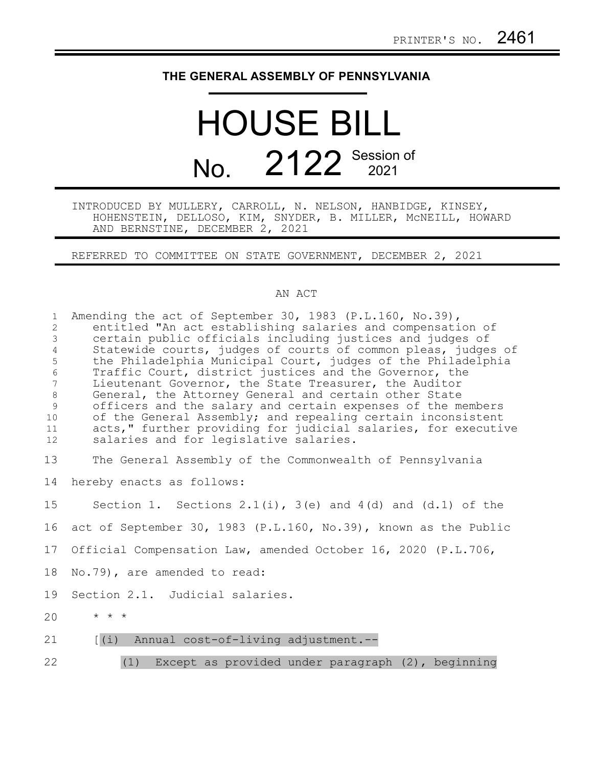PRINTER'S NO. 2461

**THE GENERAL ASSEMBLY OF PENNSYLVANIA**

# HOUSE BILL

# No. 2122 Session of 2021

INTRODUCED BY MULLERY, CARROLL, N. NELSON, HANBIDGE, KINSEY, HOHENSTEIN, DELLOSO, KIM, SNYDER, B. MILLER, McNEILL, HOWARD AND BERNSTINE, DECEMBER 2, 2021

REFERRED TO COMMITTEE ON STATE GOVERNMENT, DECEMBER 2, 2021

AN ACT

Amending the act of September 30, 1983 (P.L.160, No.39), entitled "An act establishing salaries and compensation of certain public officials including justices and judges of Statewide courts, judges of courts of common pleas, judges of the Philadelphia Municipal Court, judges of the Philadelphia Traffic Court, district justices and the Governor, the Lieutenant Governor, the State Treasurer, the Auditor General, the Attorney General and certain other State officers and the salary and certain expenses of the members of the General Assembly; and repealing certain inconsistent acts," further providing for judicial salaries, for executive salaries and for legislative salaries.

The General Assembly of the Commonwealth of Pennsylvania hereby enacts as follows:

Section 1. Sections 2.1(i), 3(e) and 4(d) and (d.1) of the act of September 30, 1983 (P.L.160, No.39), known as the Public Official Compensation Law, amended October 16, 2020 (P.L.706, No.79), are amended to read:

Section 2.1. Judicial salaries.

\* \* \*

[(i) Annual cost-of-living adjustment.--

(1) Except as provided under paragraph (2), beginning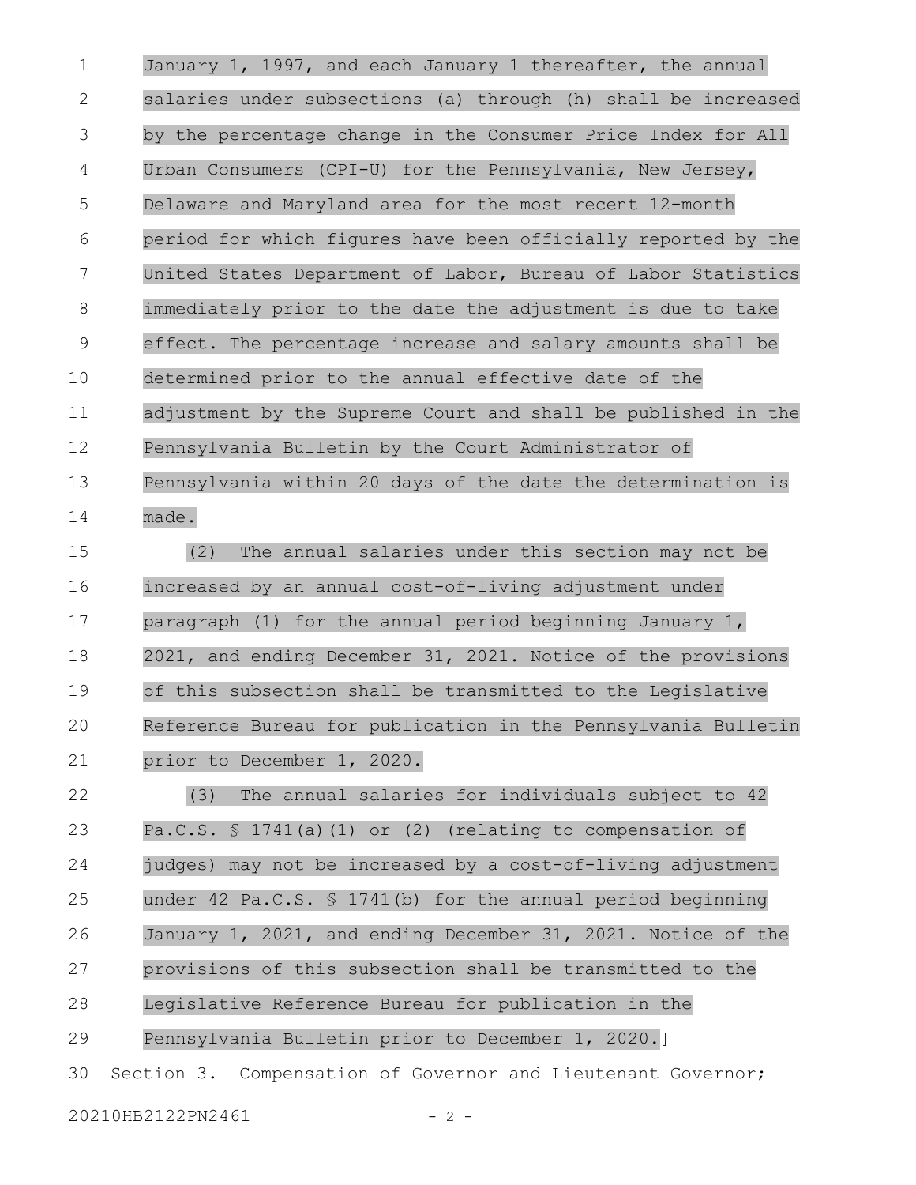January 1, 1997, and each January 1 thereafter, the annual salaries under subsections (a) through (h) shall be increased by the percentage change in the Consumer Price Index for All Urban Consumers (CPI-U) for the Pennsylvania, New Jersey, Delaware and Maryland area for the most recent 12-month period for which figures have been officially reported by the United States Department of Labor, Bureau of Labor Statistics immediately prior to the date the adjustment is due to take effect. The percentage increase and salary amounts shall be determined prior to the annual effective date of the adjustment by the Supreme Court and shall be published in the Pennsylvania Bulletin by the Court Administrator of Pennsylvania within 20 days of the date the determination is made.

(2) The annual salaries under this section may not be increased by an annual cost-of-living adjustment under paragraph (1) for the annual period beginning January 1, 2021, and ending December 31, 2021. Notice of the provisions of this subsection shall be transmitted to the Legislative Reference Bureau for publication in the Pennsylvania Bulletin prior to December 1, 2020.

(3) The annual salaries for individuals subject to 42 Pa.C.S. § 1741(a)(1) or (2) (relating to compensation of judges) may not be increased by a cost-of-living adjustment under 42 Pa.C.S. § 1741(b) for the annual period beginning January 1, 2021, and ending December 31, 2021. Notice of the provisions of this subsection shall be transmitted to the Legislative Reference Bureau for publication in the Pennsylvania Bulletin prior to December 1, 2020.]

Section 3. Compensation of Governor and Lieutenant Governor;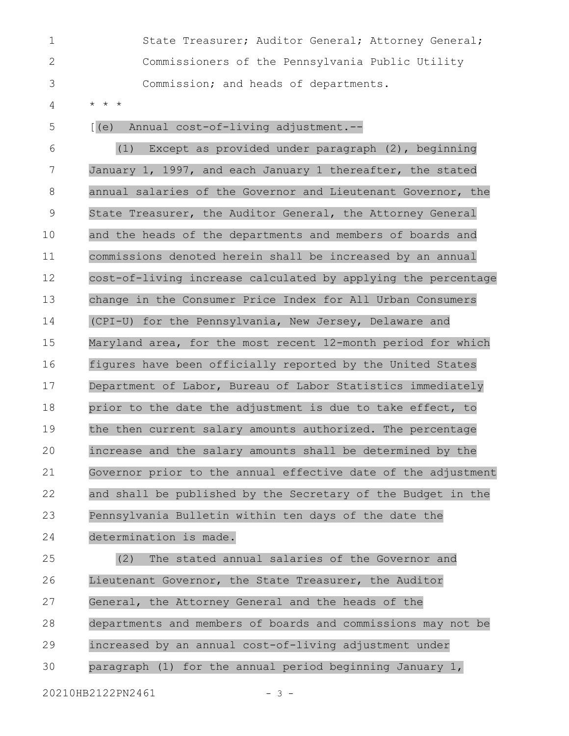State Treasurer; Auditor General; Attorney General; Commissioners of the Pennsylvania Public Utility Commission; and heads of departments.

* * *

[(e) Annual cost-of-living adjustment.--

(1) Except as provided under paragraph (2), beginning January 1, 1997, and each January 1 thereafter, the stated annual salaries of the Governor and Lieutenant Governor, the State Treasurer, the Auditor General, the Attorney General and the heads of the departments and members of boards and commissions denoted herein shall be increased by an annual cost-of-living increase calculated by applying the percentage change in the Consumer Price Index for All Urban Consumers (CPI-U) for the Pennsylvania, New Jersey, Delaware and Maryland area, for the most recent 12-month period for which figures have been officially reported by the United States Department of Labor, Bureau of Labor Statistics immediately prior to the date the adjustment is due to take effect, to the then current salary amounts authorized. The percentage increase and the salary amounts shall be determined by the Governor prior to the annual effective date of the adjustment and shall be published by the Secretary of the Budget in the Pennsylvania Bulletin within ten days of the date the determination is made.

(2) The stated annual salaries of the Governor and Lieutenant Governor, the State Treasurer, the Auditor General, the Attorney General and the heads of the departments and members of boards and commissions may not be increased by an annual cost-of-living adjustment under paragraph (1) for the annual period beginning January 1,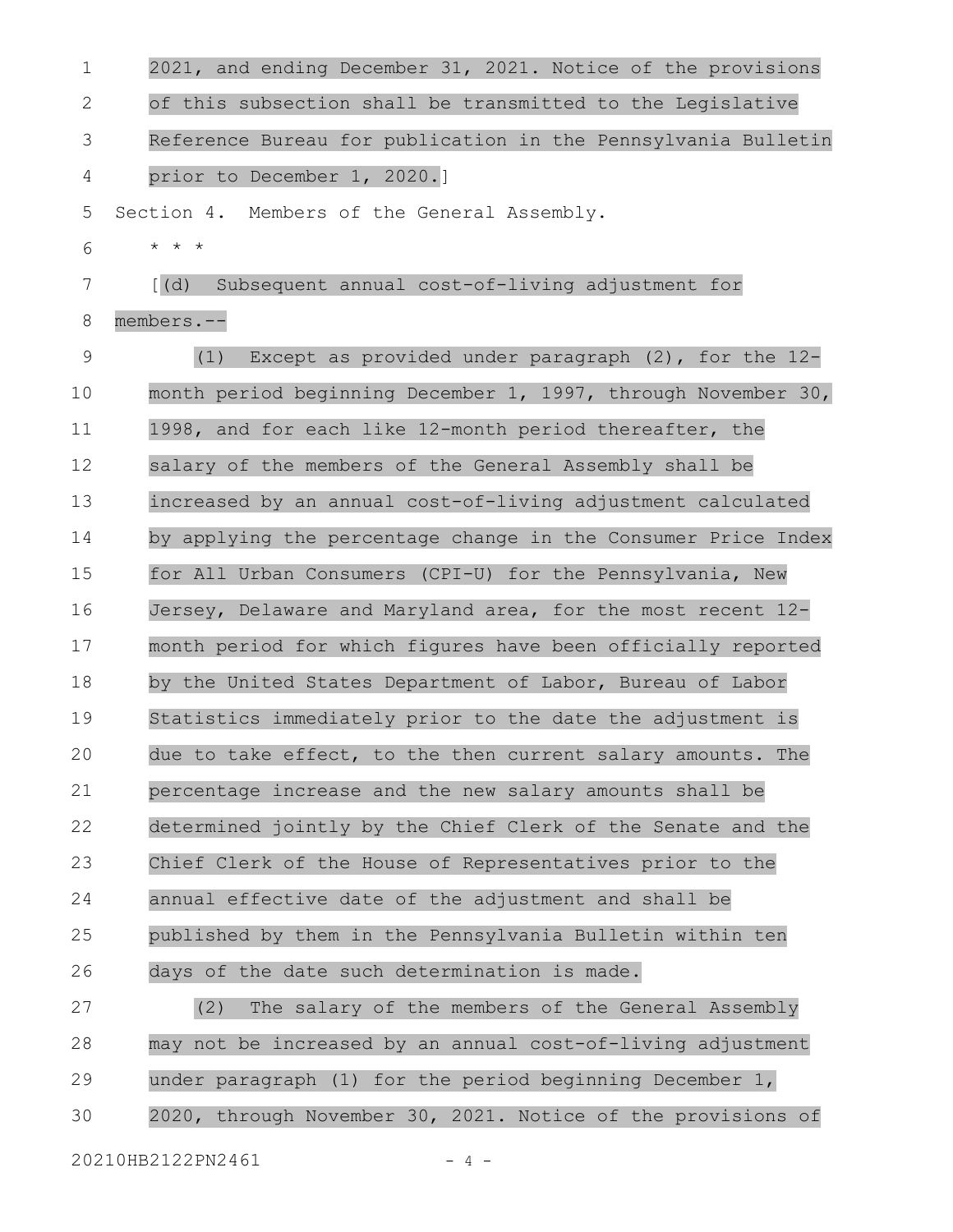2021, and ending December 31, 2021. Notice of the provisions of this subsection shall be transmitted to the Legislative Reference Bureau for publication in the Pennsylvania Bulletin prior to December 1, 2020.]

Section 4. Members of the General Assembly.

* * *

[(d) Subsequent annual cost-of-living adjustment for members.--

(1) Except as provided under paragraph (2), for the 12-month period beginning December 1, 1997, through November 30, 1998, and for each like 12-month period thereafter, the salary of the members of the General Assembly shall be increased by an annual cost-of-living adjustment calculated by applying the percentage change in the Consumer Price Index for All Urban Consumers (CPI-U) for the Pennsylvania, New Jersey, Delaware and Maryland area, for the most recent 12-month period for which figures have been officially reported by the United States Department of Labor, Bureau of Labor Statistics immediately prior to the date the adjustment is due to take effect, to the then current salary amounts. The percentage increase and the new salary amounts shall be determined jointly by the Chief Clerk of the Senate and the Chief Clerk of the House of Representatives prior to the annual effective date of the adjustment and shall be published by them in the Pennsylvania Bulletin within ten days of the date such determination is made.

(2) The salary of the members of the General Assembly may not be increased by an annual cost-of-living adjustment under paragraph (1) for the period beginning December 1, 2020, through November 30, 2021. Notice of the provisions of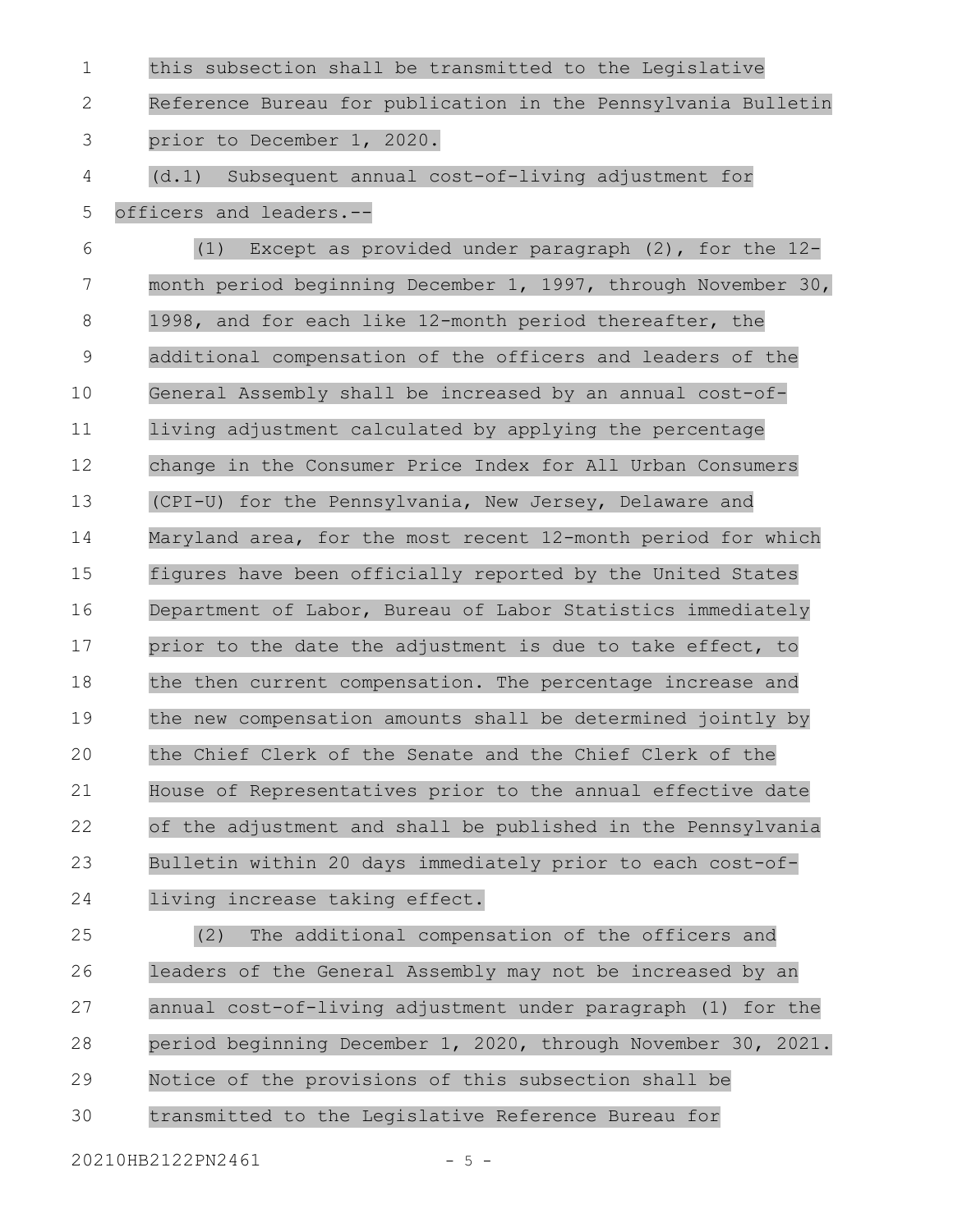this subsection shall be transmitted to the Legislative Reference Bureau for publication in the Pennsylvania Bulletin prior to December 1, 2020.

(d.1) Subsequent annual cost-of-living adjustment for officers and leaders.--

(1) Except as provided under paragraph (2), for the 12-month period beginning December 1, 1997, through November 30, 1998, and for each like 12-month period thereafter, the additional compensation of the officers and leaders of the General Assembly shall be increased by an annual cost-of-living adjustment calculated by applying the percentage change in the Consumer Price Index for All Urban Consumers (CPI-U) for the Pennsylvania, New Jersey, Delaware and Maryland area, for the most recent 12-month period for which figures have been officially reported by the United States Department of Labor, Bureau of Labor Statistics immediately prior to the date the adjustment is due to take effect, to the then current compensation. The percentage increase and the new compensation amounts shall be determined jointly by the Chief Clerk of the Senate and the Chief Clerk of the House of Representatives prior to the annual effective date of the adjustment and shall be published in the Pennsylvania Bulletin within 20 days immediately prior to each cost-of-living increase taking effect.

(2) The additional compensation of the officers and leaders of the General Assembly may not be increased by an annual cost-of-living adjustment under paragraph (1) for the period beginning December 1, 2020, through November 30, 2021. Notice of the provisions of this subsection shall be transmitted to the Legislative Reference Bureau for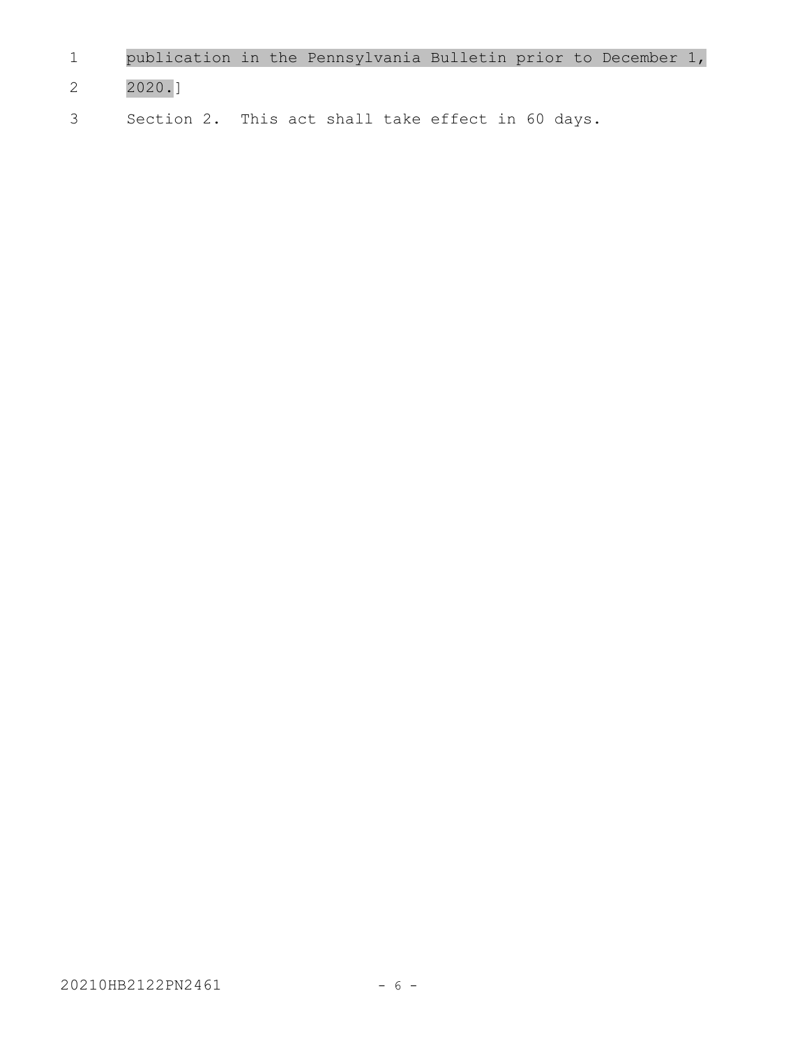publication in the Pennsylvania Bulletin prior to December 1, 2020.]

Section 2. This act shall take effect in 60 days.